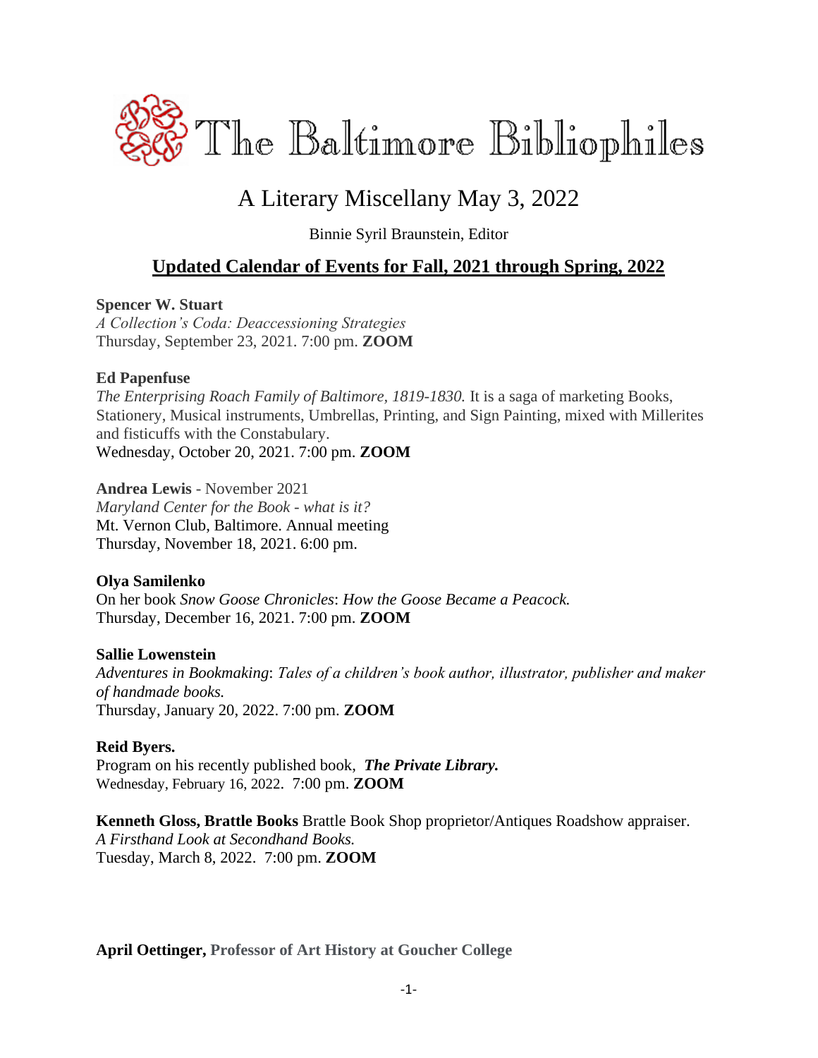# The Baltimore Bibliophiles

## A Literary Miscellany May 3, 2022

Binnie Syril Braunstein, Editor

### Updated Calendar of Events for Fall, 2021 through Spring, 2022

**Spencer W. Stuart**
*A Collection's Coda: Deaccessioning Strategies*
Thursday, September 23, 2021. 7:00 pm. **ZOOM**

**Ed Papenfuse**
*The Enterprising Roach Family of Baltimore, 1819-1830.* It is a saga of marketing Books, Stationery, Musical instruments, Umbrellas, Printing, and Sign Painting, mixed with Millerites and fisticuffs with the Constabulary.
Wednesday, October 20, 2021. 7:00 pm. **ZOOM**

**Andrea Lewis** - November 2021
*Maryland Center for the Book - what is it?*
Mt. Vernon Club, Baltimore. Annual meeting
Thursday, November 18, 2021. 6:00 pm.

**Olya Samilenko**
On her book *Snow Goose Chronicles*: *How the Goose Became a Peacock.*
Thursday, December 16, 2021. 7:00 pm. **ZOOM**

**Sallie Lowenstein**
*Adventures in Bookmaking*: *Tales of a children's book author, illustrator, publisher and maker of handmade books.*
Thursday, January 20, 2022. 7:00 pm. **ZOOM**

**Reid Byers.**
Program on his recently published book, ***The Private Library.***
Wednesday, February 16, 2022. 7:00 pm. **ZOOM**

**Kenneth Gloss, Brattle Books** Brattle Book Shop proprietor/Antiques Roadshow appraiser.
*A Firsthand Look at Secondhand Books.*
Tuesday, March 8, 2022. 7:00 pm. **ZOOM**

**April Oettinger, Professor of Art History at Goucher College**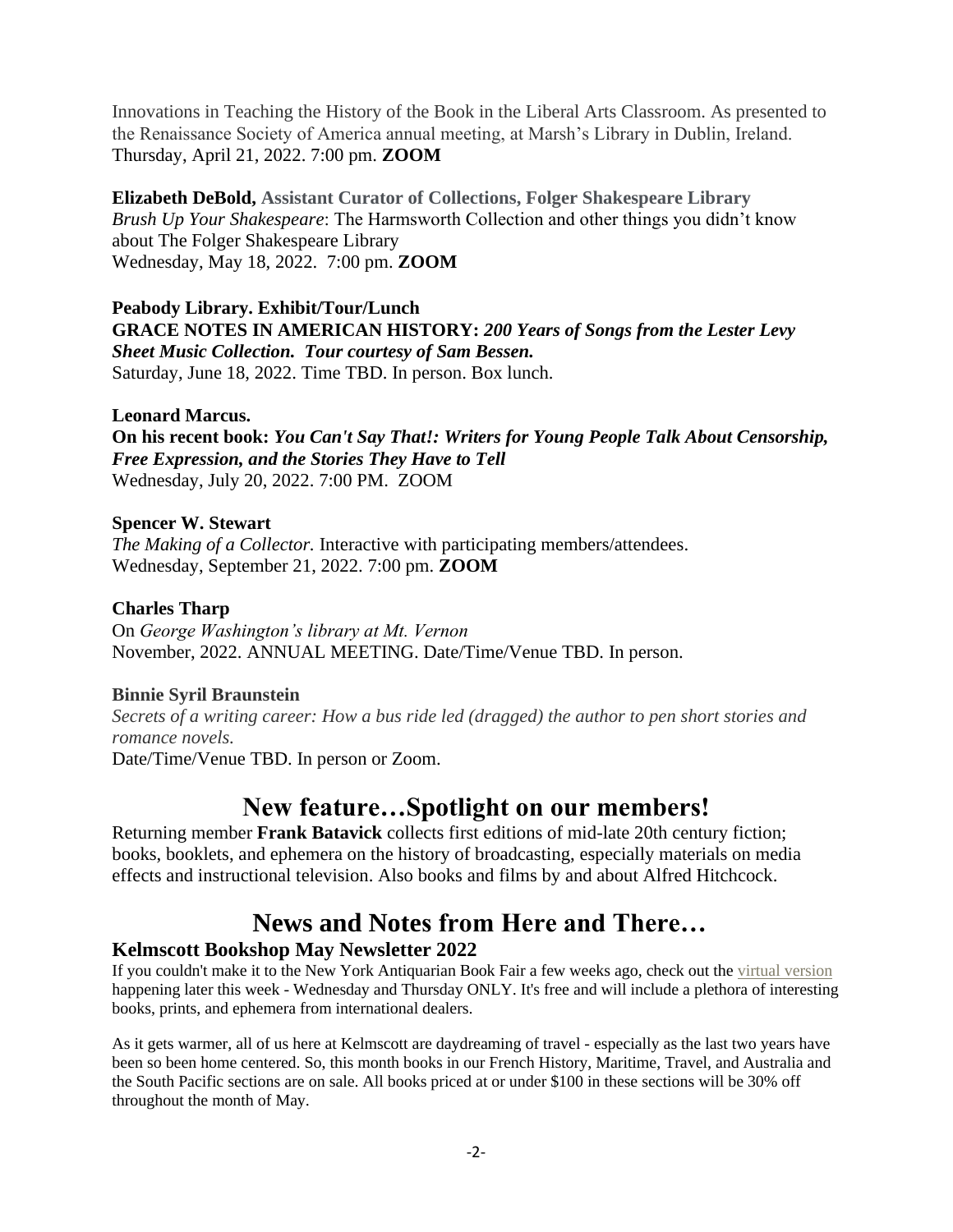Innovations in Teaching the History of the Book in the Liberal Arts Classroom. As presented to the Renaissance Society of America annual meeting, at Marsh's Library in Dublin, Ireland. Thursday, April 21, 2022. 7:00 pm. **ZOOM**

**Elizabeth DeBold, Assistant Curator of Collections, Folger Shakespeare Library**
*Brush Up Your Shakespeare*: The Harmsworth Collection and other things you didn't know about The Folger Shakespeare Library
Wednesday, May 18, 2022. 7:00 pm. **ZOOM**

**Peabody Library. Exhibit/Tour/Lunch**
**GRACE NOTES IN AMERICAN HISTORY:** ***200 Years of Songs from the Lester Levy Sheet Music Collection. Tour courtesy of Sam Bessen.***
Saturday, June 18, 2022. Time TBD. In person. Box lunch.

**Leonard Marcus.**
**On his recent book:** ***You Can't Say That!: Writers for Young People Talk About Censorship, Free Expression, and the Stories They Have to Tell***
Wednesday, July 20, 2022. 7:00 PM. ZOOM

**Spencer W. Stewart**
*The Making of a Collector.* Interactive with participating members/attendees.
Wednesday, September 21, 2022. 7:00 pm. **ZOOM**

**Charles Tharp**
On *George Washington's library at Mt. Vernon*
November, 2022. ANNUAL MEETING. Date/Time/Venue TBD. In person.

**Binnie Syril Braunstein**
*Secrets of a writing career: How a bus ride led (dragged) the author to pen short stories and romance novels.*
Date/Time/Venue TBD. In person or Zoom.

## New feature…Spotlight on our members!

Returning member **Frank Batavick** collects first editions of mid-late 20th century fiction; books, booklets, and ephemera on the history of broadcasting, especially materials on media effects and instructional television. Also books and films by and about Alfred Hitchcock.

## News and Notes from Here and There…

### Kelmscott Bookshop May Newsletter 2022

If you couldn't make it to the New York Antiquarian Book Fair a few weeks ago, check out the virtual version happening later this week - Wednesday and Thursday ONLY. It's free and will include a plethora of interesting books, prints, and ephemera from international dealers.

As it gets warmer, all of us here at Kelmscott are daydreaming of travel - especially as the last two years have been so been home centered. So, this month books in our French History, Maritime, Travel, and Australia and the South Pacific sections are on sale. All books priced at or under $100 in these sections will be 30% off throughout the month of May.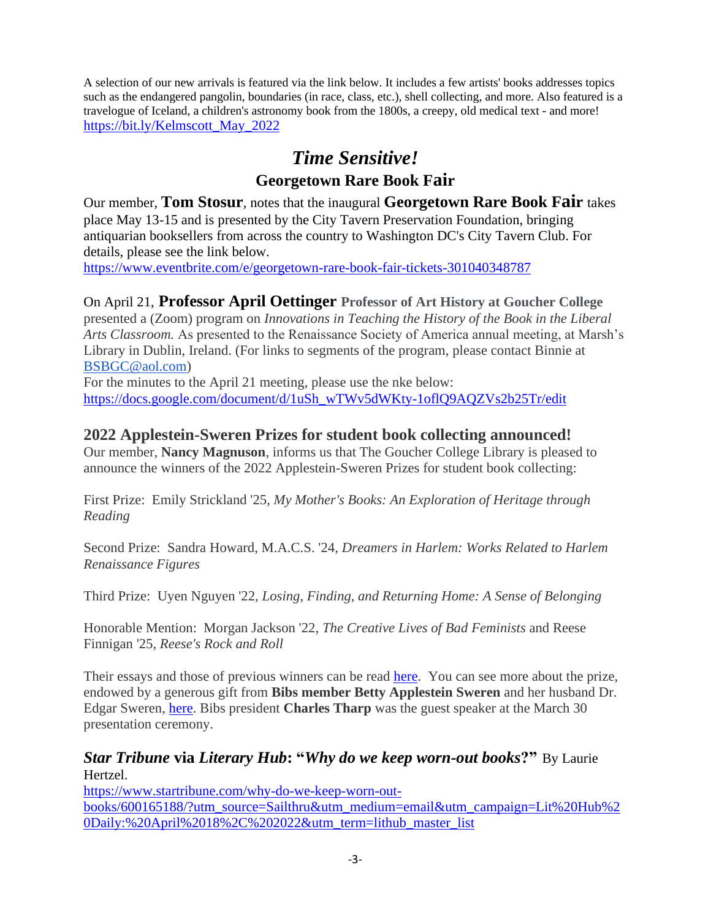A selection of our new arrivals is featured via the link below. It includes a few artists' books addresses topics such as the endangered pangolin, boundaries (in race, class, etc.), shell collecting, and more. Also featured is a travelogue of Iceland, a children's astronomy book from the 1800s, a creepy, old medical text - and more! https://bit.ly/Kelmscott_May_2022

## *Time Sensitive!*

### Georgetown Rare Book Fair

Our member, **Tom Stosur**, notes that the inaugural **Georgetown Rare Book Fair** takes place May 13-15 and is presented by the City Tavern Preservation Foundation, bringing antiquarian booksellers from across the country to Washington DC's City Tavern Club. For details, please see the link below.
https://www.eventbrite.com/e/georgetown-rare-book-fair-tickets-301040348787

On April 21, **Professor April Oettinger** **Professor of Art History at Goucher College** presented a (Zoom) program on *Innovations in Teaching the History of the Book in the Liberal Arts Classroom.* As presented to the Renaissance Society of America annual meeting, at Marsh's Library in Dublin, Ireland. (For links to segments of the program, please contact Binnie at BSBGC@aol.com)
For the minutes to the April 21 meeting, please use the nke below:
https://docs.google.com/document/d/1uSh_wTWv5dWKty-1oflQ9AQZVs2b25Tr/edit

### 2022 Applestein-Sweren Prizes for student book collecting announced!

Our member, **Nancy Magnuson**, informs us that The Goucher College Library is pleased to announce the winners of the 2022 Applestein-Sweren Prizes for student book collecting:

First Prize: Emily Strickland '25, *My Mother's Books: An Exploration of Heritage through Reading*

Second Prize: Sandra Howard, M.A.C.S. '24, *Dreamers in Harlem: Works Related to Harlem Renaissance Figures*

Third Prize: Uyen Nguyen '22, *Losing, Finding, and Returning Home: A Sense of Belonging*

Honorable Mention: Morgan Jackson '22, *The Creative Lives of Bad Feminists* and Reese Finnigan '25, *Reese's Rock and Roll*

Their essays and those of previous winners can be read here. You can see more about the prize, endowed by a generous gift from **Bibs member Betty Applestein Sweren** and her husband Dr. Edgar Sweren, here. Bibs president **Charles Tharp** was the guest speaker at the March 30 presentation ceremony.

***Star Tribune* via *Literary Hub*: "*Why do we keep worn-out books*?"** By Laurie Hertzel.
https://www.startribune.com/why-do-we-keep-worn-out-books/600165188/?utm_source=Sailthru&utm_medium=email&utm_campaign=Lit%20Hub%20Daily:%20April%2018%2C%202022&utm_term=lithub_master_list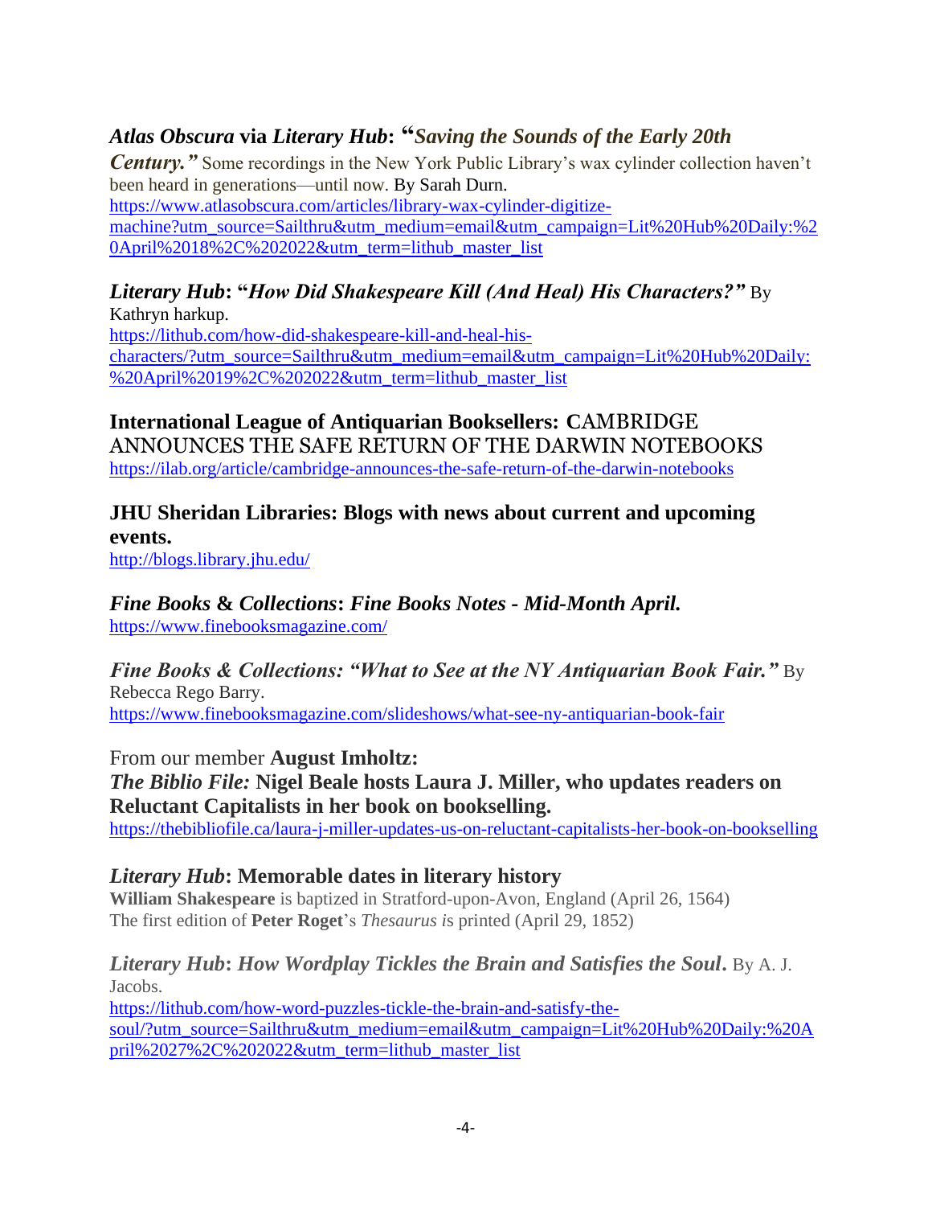***Atlas Obscura* via *Literary Hub*: "*Saving the Sounds of the Early 20th Century.*"** Some recordings in the New York Public Library's wax cylinder collection haven't been heard in generations—until now. By Sarah Durn.
https://www.atlasobscura.com/articles/library-wax-cylinder-digitize-machine?utm_source=Sailthru&utm_medium=email&utm_campaign=Lit%20Hub%20Daily:%20April%2018%2C%202022&utm_term=lithub_master_list

***Literary Hub*: "*How Did Shakespeare Kill (And Heal) His Characters?*"** By Kathryn harkup.
https://lithub.com/how-did-shakespeare-kill-and-heal-his-characters/?utm_source=Sailthru&utm_medium=email&utm_campaign=Lit%20Hub%20Daily:%20April%2019%2C%202022&utm_term=lithub_master_list

**International League of Antiquarian Booksellers: C**AMBRIDGE ANNOUNCES THE SAFE RETURN OF THE DARWIN NOTEBOOKS
https://ilab.org/article/cambridge-announces-the-safe-return-of-the-darwin-notebooks

**JHU Sheridan Libraries: Blogs with news about current and upcoming events.**
http://blogs.library.jhu.edu/

***Fine Books* & *Collections*: *Fine Books Notes - Mid-Month April.***
https://www.finebooksmagazine.com/

***Fine Books & Collections: "What to See at the NY Antiquarian Book Fair."*** By Rebecca Rego Barry.
https://www.finebooksmagazine.com/slideshows/what-see-ny-antiquarian-book-fair

From our member **August Imholtz:**
***The Biblio File:* Nigel Beale hosts Laura J. Miller, who updates readers on Reluctant Capitalists in her book on bookselling.**
https://thebibliofile.ca/laura-j-miller-updates-us-on-reluctant-capitalists-her-book-on-bookselling

***Literary Hub*: Memorable dates in literary history**
**William Shakespeare** is baptized in Stratford-upon-Avon, England (April 26, 1564)
The first edition of **Peter Roget**'s *Thesaurus i*s printed (April 29, 1852)

***Literary Hub*: *How Wordplay Tickles the Brain and Satisfies the Soul*.** By A. J. Jacobs.
https://lithub.com/how-word-puzzles-tickle-the-brain-and-satisfy-the-soul/?utm_source=Sailthru&utm_medium=email&utm_campaign=Lit%20Hub%20Daily:%20April%2027%2C%202022&utm_term=lithub_master_list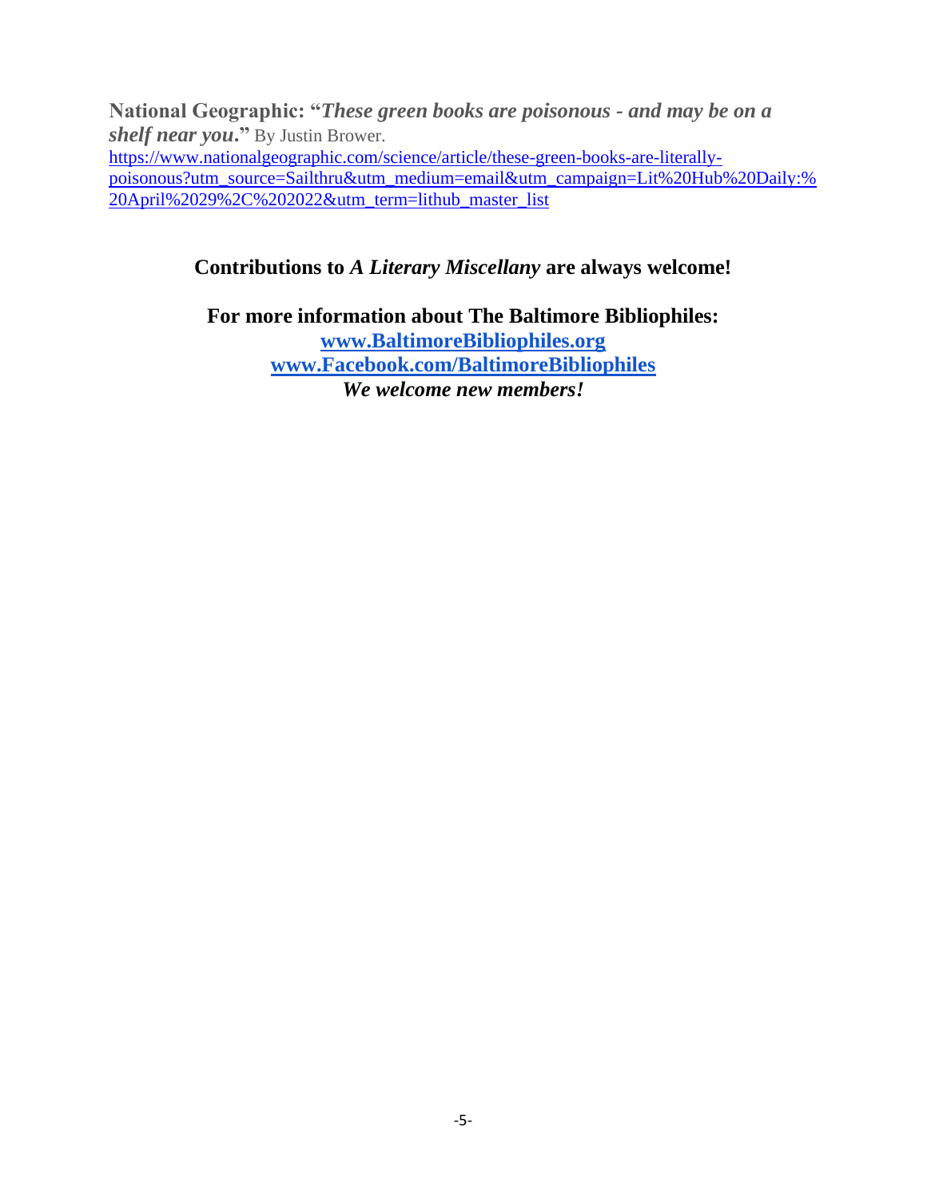**National Geographic: "*These green books are poisonous - and may be on a shelf near you*."** By Justin Brower.
https://www.nationalgeographic.com/science/article/these-green-books-are-literally-poisonous?utm_source=Sailthru&utm_medium=email&utm_campaign=Lit%20Hub%20Daily:%20April%2029%2C%202022&utm_term=lithub_master_list

**Contributions to *A Literary Miscellany* are always welcome!**

**For more information about The Baltimore Bibliophiles:**
**www.BaltimoreBibliophiles.org**
**www.Facebook.com/BaltimoreBibliophiles**
***We welcome new members!***